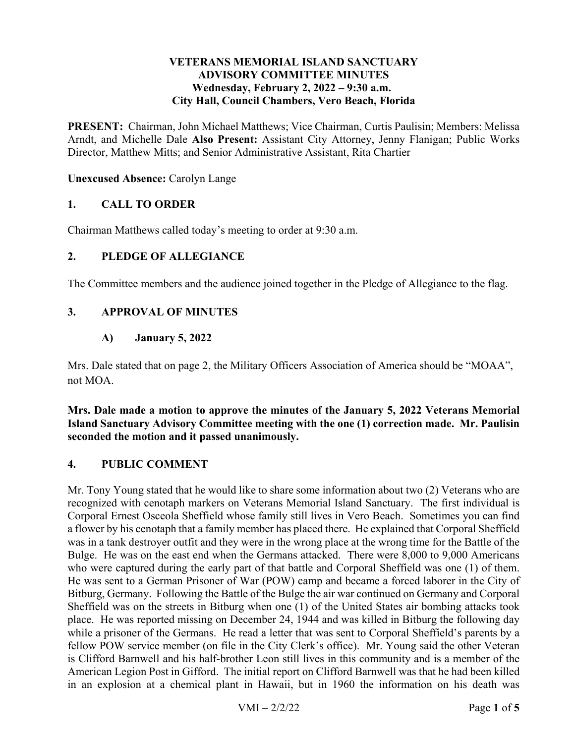**VETERANS MEMORIAL ISLAND SANCTUARY**
**ADVISORY COMMITTEE MINUTES**
**Wednesday, February 2, 2022 – 9:30 a.m.**
**City Hall, Council Chambers, Vero Beach, Florida**

**PRESENT:** Chairman, John Michael Matthews; Vice Chairman, Curtis Paulisin; Members: Melissa Arndt, and Michelle Dale **Also Present:** Assistant City Attorney, Jenny Flanigan; Public Works Director, Matthew Mitts; and Senior Administrative Assistant, Rita Chartier

**Unexcused Absence:** Carolyn Lange

## 1. CALL TO ORDER

Chairman Matthews called today's meeting to order at 9:30 a.m.

## 2. PLEDGE OF ALLEGIANCE

The Committee members and the audience joined together in the Pledge of Allegiance to the flag.

## 3. APPROVAL OF MINUTES

### A) January 5, 2022

Mrs. Dale stated that on page 2, the Military Officers Association of America should be "MOAA", not MOA.

**Mrs. Dale made a motion to approve the minutes of the January 5, 2022 Veterans Memorial Island Sanctuary Advisory Committee meeting with the one (1) correction made. Mr. Paulisin seconded the motion and it passed unanimously.**

## 4. PUBLIC COMMENT

Mr. Tony Young stated that he would like to share some information about two (2) Veterans who are recognized with cenotaph markers on Veterans Memorial Island Sanctuary. The first individual is Corporal Ernest Osceola Sheffield whose family still lives in Vero Beach. Sometimes you can find a flower by his cenotaph that a family member has placed there. He explained that Corporal Sheffield was in a tank destroyer outfit and they were in the wrong place at the wrong time for the Battle of the Bulge. He was on the east end when the Germans attacked. There were 8,000 to 9,000 Americans who were captured during the early part of that battle and Corporal Sheffield was one (1) of them. He was sent to a German Prisoner of War (POW) camp and became a forced laborer in the City of Bitburg, Germany. Following the Battle of the Bulge the air war continued on Germany and Corporal Sheffield was on the streets in Bitburg when one (1) of the United States air bombing attacks took place. He was reported missing on December 24, 1944 and was killed in Bitburg the following day while a prisoner of the Germans. He read a letter that was sent to Corporal Sheffield's parents by a fellow POW service member (on file in the City Clerk's office). Mr. Young said the other Veteran is Clifford Barnwell and his half-brother Leon still lives in this community and is a member of the American Legion Post in Gifford. The initial report on Clifford Barnwell was that he had been killed in an explosion at a chemical plant in Hawaii, but in 1960 the information on his death was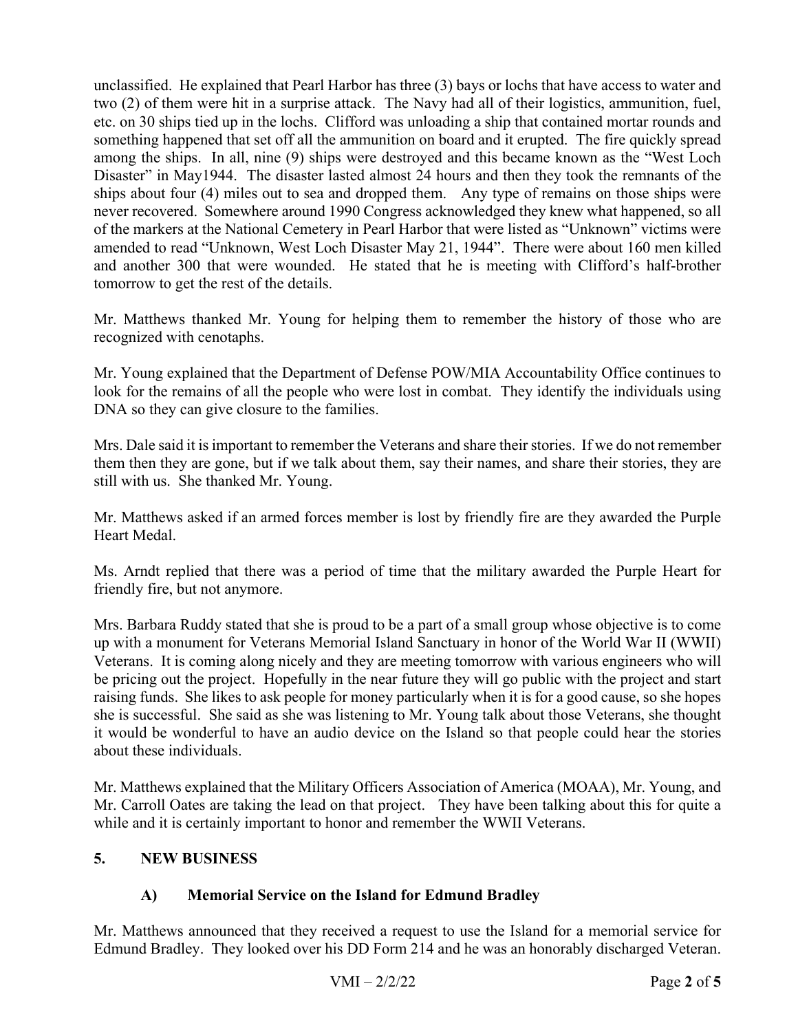unclassified. He explained that Pearl Harbor has three (3) bays or lochs that have access to water and two (2) of them were hit in a surprise attack. The Navy had all of their logistics, ammunition, fuel, etc. on 30 ships tied up in the lochs. Clifford was unloading a ship that contained mortar rounds and something happened that set off all the ammunition on board and it erupted. The fire quickly spread among the ships. In all, nine (9) ships were destroyed and this became known as the "West Loch Disaster" in May1944. The disaster lasted almost 24 hours and then they took the remnants of the ships about four (4) miles out to sea and dropped them. Any type of remains on those ships were never recovered. Somewhere around 1990 Congress acknowledged they knew what happened, so all of the markers at the National Cemetery in Pearl Harbor that were listed as "Unknown" victims were amended to read "Unknown, West Loch Disaster May 21, 1944". There were about 160 men killed and another 300 that were wounded. He stated that he is meeting with Clifford's half-brother tomorrow to get the rest of the details.

Mr. Matthews thanked Mr. Young for helping them to remember the history of those who are recognized with cenotaphs.

Mr. Young explained that the Department of Defense POW/MIA Accountability Office continues to look for the remains of all the people who were lost in combat. They identify the individuals using DNA so they can give closure to the families.

Mrs. Dale said it is important to remember the Veterans and share their stories. If we do not remember them then they are gone, but if we talk about them, say their names, and share their stories, they are still with us. She thanked Mr. Young.

Mr. Matthews asked if an armed forces member is lost by friendly fire are they awarded the Purple Heart Medal.

Ms. Arndt replied that there was a period of time that the military awarded the Purple Heart for friendly fire, but not anymore.

Mrs. Barbara Ruddy stated that she is proud to be a part of a small group whose objective is to come up with a monument for Veterans Memorial Island Sanctuary in honor of the World War II (WWII) Veterans. It is coming along nicely and they are meeting tomorrow with various engineers who will be pricing out the project. Hopefully in the near future they will go public with the project and start raising funds. She likes to ask people for money particularly when it is for a good cause, so she hopes she is successful. She said as she was listening to Mr. Young talk about those Veterans, she thought it would be wonderful to have an audio device on the Island so that people could hear the stories about these individuals.

Mr. Matthews explained that the Military Officers Association of America (MOAA), Mr. Young, and Mr. Carroll Oates are taking the lead on that project. They have been talking about this for quite a while and it is certainly important to honor and remember the WWII Veterans.

## 5. NEW BUSINESS

### A) Memorial Service on the Island for Edmund Bradley

Mr. Matthews announced that they received a request to use the Island for a memorial service for Edmund Bradley. They looked over his DD Form 214 and he was an honorably discharged Veteran.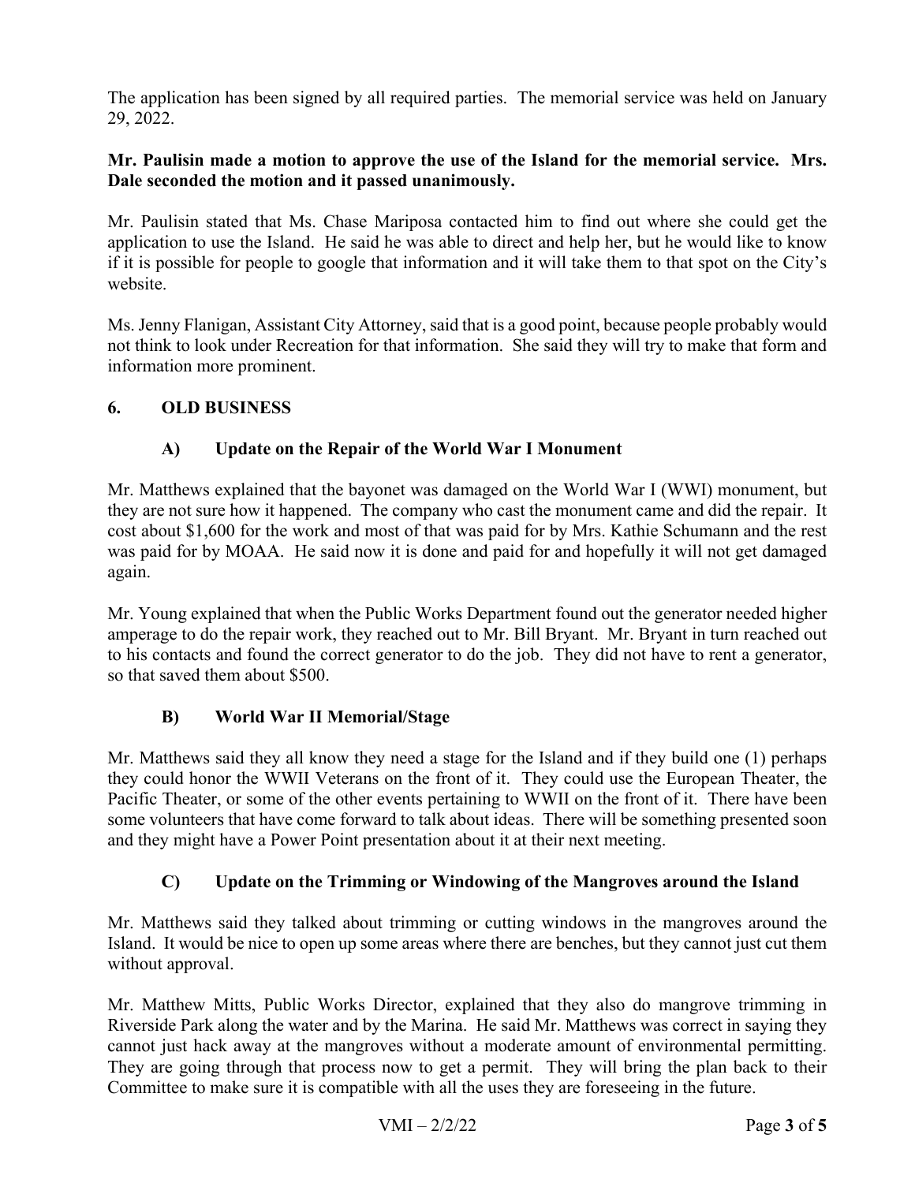The application has been signed by all required parties. The memorial service was held on January 29, 2022.

**Mr. Paulisin made a motion to approve the use of the Island for the memorial service. Mrs. Dale seconded the motion and it passed unanimously.**

Mr. Paulisin stated that Ms. Chase Mariposa contacted him to find out where she could get the application to use the Island. He said he was able to direct and help her, but he would like to know if it is possible for people to google that information and it will take them to that spot on the City's website.

Ms. Jenny Flanigan, Assistant City Attorney, said that is a good point, because people probably would not think to look under Recreation for that information. She said they will try to make that form and information more prominent.

## 6. OLD BUSINESS

### A) Update on the Repair of the World War I Monument

Mr. Matthews explained that the bayonet was damaged on the World War I (WWI) monument, but they are not sure how it happened. The company who cast the monument came and did the repair. It cost about $1,600 for the work and most of that was paid for by Mrs. Kathie Schumann and the rest was paid for by MOAA. He said now it is done and paid for and hopefully it will not get damaged again.

Mr. Young explained that when the Public Works Department found out the generator needed higher amperage to do the repair work, they reached out to Mr. Bill Bryant. Mr. Bryant in turn reached out to his contacts and found the correct generator to do the job. They did not have to rent a generator, so that saved them about $500.

### B) World War II Memorial/Stage

Mr. Matthews said they all know they need a stage for the Island and if they build one (1) perhaps they could honor the WWII Veterans on the front of it. They could use the European Theater, the Pacific Theater, or some of the other events pertaining to WWII on the front of it. There have been some volunteers that have come forward to talk about ideas. There will be something presented soon and they might have a Power Point presentation about it at their next meeting.

### C) Update on the Trimming or Windowing of the Mangroves around the Island

Mr. Matthews said they talked about trimming or cutting windows in the mangroves around the Island. It would be nice to open up some areas where there are benches, but they cannot just cut them without approval.

Mr. Matthew Mitts, Public Works Director, explained that they also do mangrove trimming in Riverside Park along the water and by the Marina. He said Mr. Matthews was correct in saying they cannot just hack away at the mangroves without a moderate amount of environmental permitting. They are going through that process now to get a permit. They will bring the plan back to their Committee to make sure it is compatible with all the uses they are foreseeing in the future.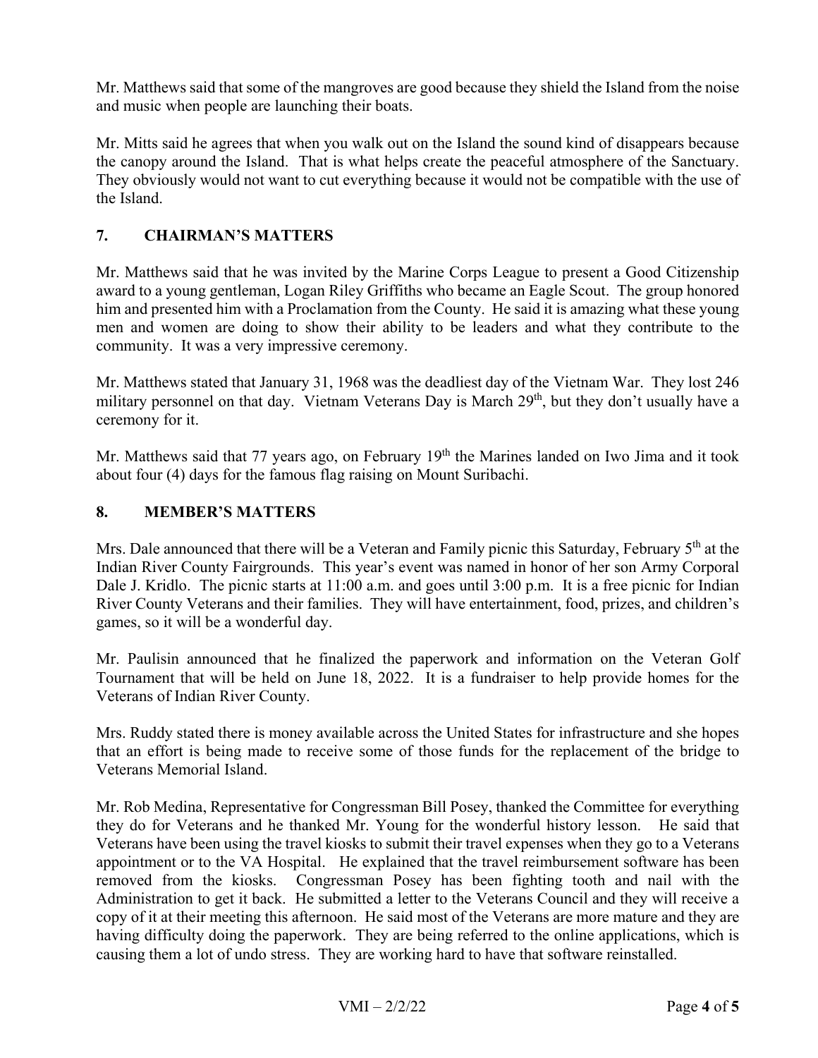Mr. Matthews said that some of the mangroves are good because they shield the Island from the noise and music when people are launching their boats.

Mr. Mitts said he agrees that when you walk out on the Island the sound kind of disappears because the canopy around the Island. That is what helps create the peaceful atmosphere of the Sanctuary. They obviously would not want to cut everything because it would not be compatible with the use of the Island.

## 7. CHAIRMAN'S MATTERS

Mr. Matthews said that he was invited by the Marine Corps League to present a Good Citizenship award to a young gentleman, Logan Riley Griffiths who became an Eagle Scout. The group honored him and presented him with a Proclamation from the County. He said it is amazing what these young men and women are doing to show their ability to be leaders and what they contribute to the community. It was a very impressive ceremony.

Mr. Matthews stated that January 31, 1968 was the deadliest day of the Vietnam War. They lost 246 military personnel on that day. Vietnam Veterans Day is March 29th, but they don't usually have a ceremony for it.

Mr. Matthews said that 77 years ago, on February 19th the Marines landed on Iwo Jima and it took about four (4) days for the famous flag raising on Mount Suribachi.

## 8. MEMBER'S MATTERS

Mrs. Dale announced that there will be a Veteran and Family picnic this Saturday, February 5th at the Indian River County Fairgrounds. This year's event was named in honor of her son Army Corporal Dale J. Kridlo. The picnic starts at 11:00 a.m. and goes until 3:00 p.m. It is a free picnic for Indian River County Veterans and their families. They will have entertainment, food, prizes, and children's games, so it will be a wonderful day.

Mr. Paulisin announced that he finalized the paperwork and information on the Veteran Golf Tournament that will be held on June 18, 2022. It is a fundraiser to help provide homes for the Veterans of Indian River County.

Mrs. Ruddy stated there is money available across the United States for infrastructure and she hopes that an effort is being made to receive some of those funds for the replacement of the bridge to Veterans Memorial Island.

Mr. Rob Medina, Representative for Congressman Bill Posey, thanked the Committee for everything they do for Veterans and he thanked Mr. Young for the wonderful history lesson. He said that Veterans have been using the travel kiosks to submit their travel expenses when they go to a Veterans appointment or to the VA Hospital. He explained that the travel reimbursement software has been removed from the kiosks. Congressman Posey has been fighting tooth and nail with the Administration to get it back. He submitted a letter to the Veterans Council and they will receive a copy of it at their meeting this afternoon. He said most of the Veterans are more mature and they are having difficulty doing the paperwork. They are being referred to the online applications, which is causing them a lot of undo stress. They are working hard to have that software reinstalled.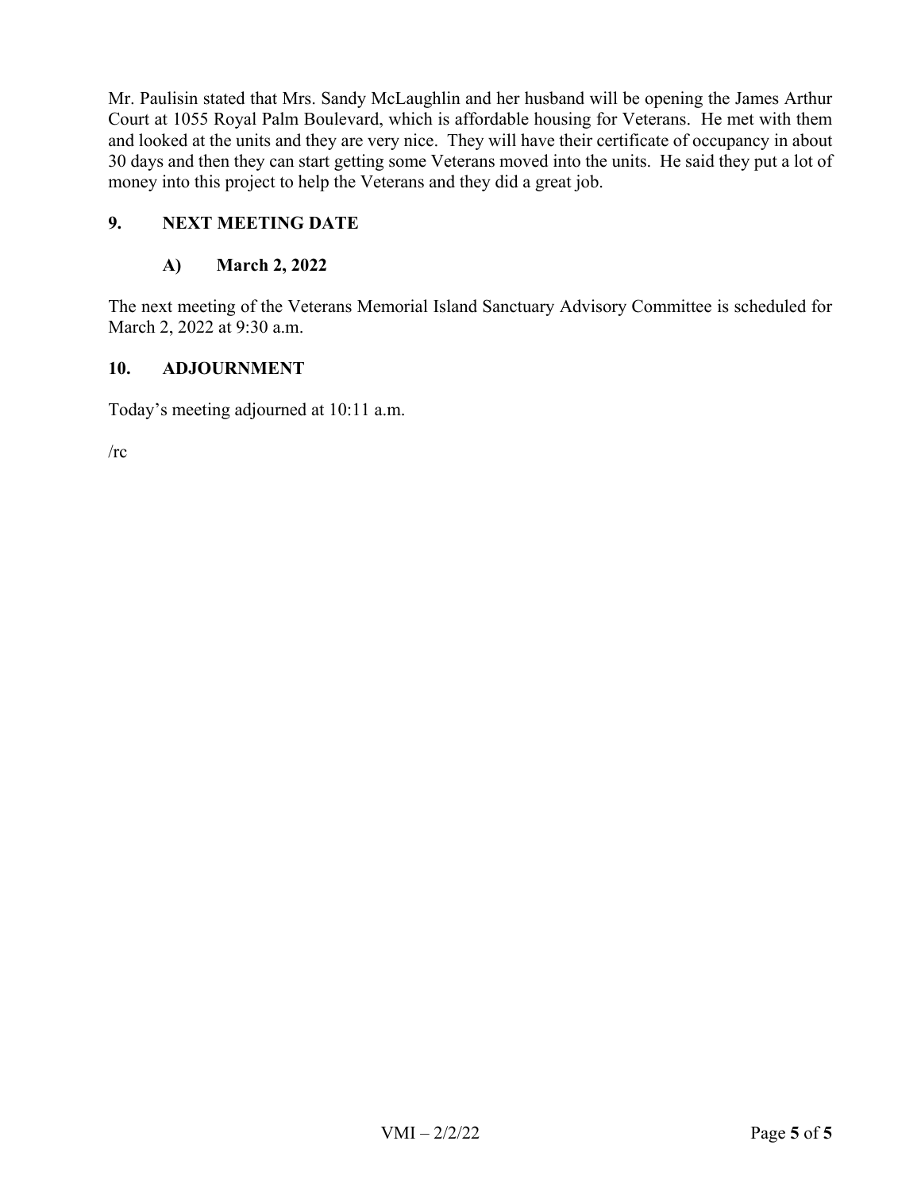Mr. Paulisin stated that Mrs. Sandy McLaughlin and her husband will be opening the James Arthur Court at 1055 Royal Palm Boulevard, which is affordable housing for Veterans. He met with them and looked at the units and they are very nice. They will have their certificate of occupancy in about 30 days and then they can start getting some Veterans moved into the units. He said they put a lot of money into this project to help the Veterans and they did a great job.

## 9. NEXT MEETING DATE

### A) March 2, 2022

The next meeting of the Veterans Memorial Island Sanctuary Advisory Committee is scheduled for March 2, 2022 at 9:30 a.m.

## 10. ADJOURNMENT

Today's meeting adjourned at 10:11 a.m.

/rc